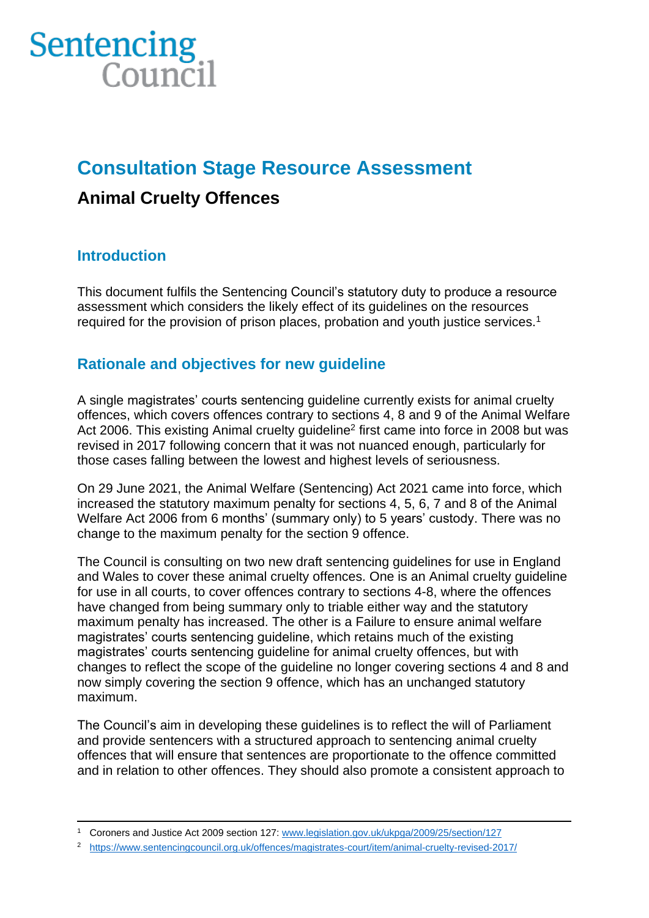Sentencing Council

# Consultation Stage Resource Assessment

## Animal Cruelty Offences

### Introduction

This document fulfils the Sentencing Council's statutory duty to produce a resource assessment which considers the likely effect of its guidelines on the resources required for the provision of prison places, probation and youth justice services.[1]

### Rationale and objectives for new guideline

A single magistrates' courts sentencing guideline currently exists for animal cruelty offences, which covers offences contrary to sections 4, 8 and 9 of the Animal Welfare Act 2006. This existing Animal cruelty guideline[2] first came into force in 2008 but was revised in 2017 following concern that it was not nuanced enough, particularly for those cases falling between the lowest and highest levels of seriousness.

On 29 June 2021, the Animal Welfare (Sentencing) Act 2021 came into force, which increased the statutory maximum penalty for sections 4, 5, 6, 7 and 8 of the Animal Welfare Act 2006 from 6 months' (summary only) to 5 years' custody. There was no change to the maximum penalty for the section 9 offence.

The Council is consulting on two new draft sentencing guidelines for use in England and Wales to cover these animal cruelty offences. One is an Animal cruelty guideline for use in all courts, to cover offences contrary to sections 4-8, where the offences have changed from being summary only to triable either way and the statutory maximum penalty has increased. The other is a Failure to ensure animal welfare magistrates' courts sentencing guideline, which retains much of the existing magistrates' courts sentencing guideline for animal cruelty offences, but with changes to reflect the scope of the guideline no longer covering sections 4 and 8 and now simply covering the section 9 offence, which has an unchanged statutory maximum.

The Council's aim in developing these guidelines is to reflect the will of Parliament and provide sentencers with a structured approach to sentencing animal cruelty offences that will ensure that sentences are proportionate to the offence committed and in relation to other offences. They should also promote a consistent approach to

---

[1] Coroners and Justice Act 2009 section 127: www.legislation.gov.uk/ukpga/2009/25/section/127

[2] https://www.sentencingcouncil.org.uk/offences/magistrates-court/item/animal-cruelty-revised-2017/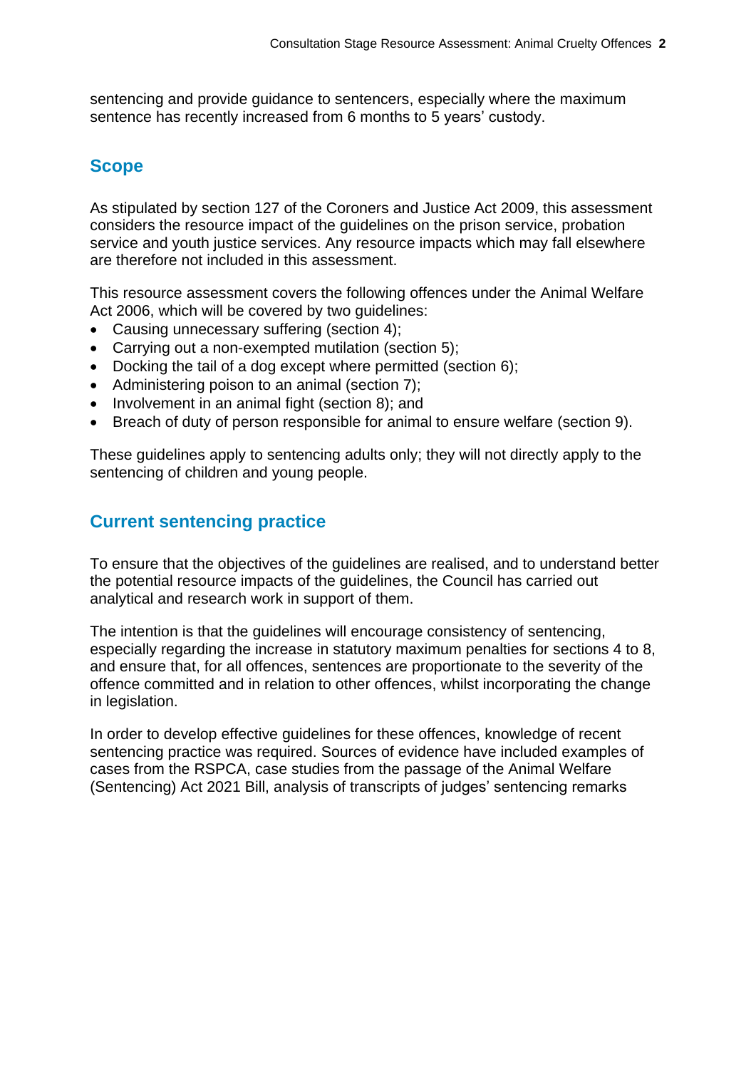sentencing and provide guidance to sentencers, especially where the maximum sentence has recently increased from 6 months to 5 years' custody.

## Scope

As stipulated by section 127 of the Coroners and Justice Act 2009, this assessment considers the resource impact of the guidelines on the prison service, probation service and youth justice services. Any resource impacts which may fall elsewhere are therefore not included in this assessment.

This resource assessment covers the following offences under the Animal Welfare Act 2006, which will be covered by two guidelines:

- Causing unnecessary suffering (section 4);
- Carrying out a non-exempted mutilation (section 5);
- Docking the tail of a dog except where permitted (section 6);
- Administering poison to an animal (section 7);
- Involvement in an animal fight (section 8); and
- Breach of duty of person responsible for animal to ensure welfare (section 9).

These guidelines apply to sentencing adults only; they will not directly apply to the sentencing of children and young people.

## Current sentencing practice

To ensure that the objectives of the guidelines are realised, and to understand better the potential resource impacts of the guidelines, the Council has carried out analytical and research work in support of them.

The intention is that the guidelines will encourage consistency of sentencing, especially regarding the increase in statutory maximum penalties for sections 4 to 8, and ensure that, for all offences, sentences are proportionate to the severity of the offence committed and in relation to other offences, whilst incorporating the change in legislation.

In order to develop effective guidelines for these offences, knowledge of recent sentencing practice was required. Sources of evidence have included examples of cases from the RSPCA, case studies from the passage of the Animal Welfare (Sentencing) Act 2021 Bill, analysis of transcripts of judges' sentencing remarks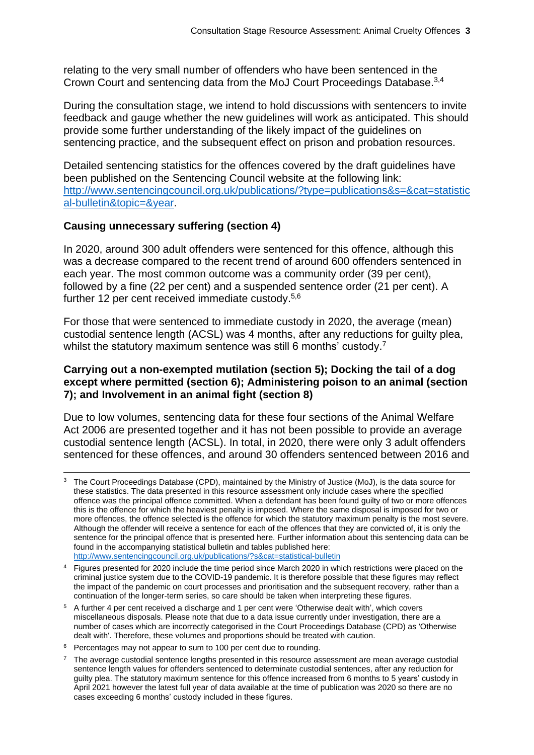relating to the very small number of offenders who have been sentenced in the Crown Court and sentencing data from the MoJ Court Proceedings Database.[3,4]

During the consultation stage, we intend to hold discussions with sentencers to invite feedback and gauge whether the new guidelines will work as anticipated. This should provide some further understanding of the likely impact of the guidelines on sentencing practice, and the subsequent effect on prison and probation resources.

Detailed sentencing statistics for the offences covered by the draft guidelines have been published on the Sentencing Council website at the following link: [http://www.sentencingcouncil.org.uk/publications/?type=publications&s=&cat=statistical-bulletin&topic=&year](http://www.sentencingcouncil.org.uk/publications/?type=publications&s=&cat=statistical-bulletin&topic=&year).

**Causing unnecessary suffering (section 4)**

In 2020, around 300 adult offenders were sentenced for this offence, although this was a decrease compared to the recent trend of around 600 offenders sentenced in each year. The most common outcome was a community order (39 per cent), followed by a fine (22 per cent) and a suspended sentence order (21 per cent). A further 12 per cent received immediate custody.[5,6]

For those that were sentenced to immediate custody in 2020, the average (mean) custodial sentence length (ACSL) was 4 months, after any reductions for guilty plea, whilst the statutory maximum sentence was still 6 months' custody.[7]

**Carrying out a non-exempted mutilation (section 5); Docking the tail of a dog except where permitted (section 6); Administering poison to an animal (section 7); and Involvement in an animal fight (section 8)**

Due to low volumes, sentencing data for these four sections of the Animal Welfare Act 2006 are presented together and it has not been possible to provide an average custodial sentence length (ACSL). In total, in 2020, there were only 3 adult offenders sentenced for these offences, and around 30 offenders sentenced between 2016 and

---

[3] The Court Proceedings Database (CPD), maintained by the Ministry of Justice (MoJ), is the data source for these statistics. The data presented in this resource assessment only include cases where the specified offence was the principal offence committed. When a defendant has been found guilty of two or more offences this is the offence for which the heaviest penalty is imposed. Where the same disposal is imposed for two or more offences, the offence selected is the offence for which the statutory maximum penalty is the most severe. Although the offender will receive a sentence for each of the offences that they are convicted of, it is only the sentence for the principal offence that is presented here. Further information about this sentencing data can be found in the accompanying statistical bulletin and tables published here: [http://www.sentencingcouncil.org.uk/publications/?s&cat=statistical-bulletin](http://www.sentencingcouncil.org.uk/publications/?s&cat=statistical-bulletin)

[4] Figures presented for 2020 include the time period since March 2020 in which restrictions were placed on the criminal justice system due to the COVID-19 pandemic. It is therefore possible that these figures may reflect the impact of the pandemic on court processes and prioritisation and the subsequent recovery, rather than a continuation of the longer-term series, so care should be taken when interpreting these figures.

[5] A further 4 per cent received a discharge and 1 per cent were 'Otherwise dealt with', which covers miscellaneous disposals. Please note that due to a data issue currently under investigation, there are a number of cases which are incorrectly categorised in the Court Proceedings Database (CPD) as 'Otherwise dealt with'. Therefore, these volumes and proportions should be treated with caution.

[6] Percentages may not appear to sum to 100 per cent due to rounding.

[7] The average custodial sentence lengths presented in this resource assessment are mean average custodial sentence length values for offenders sentenced to determinate custodial sentences, after any reduction for guilty plea. The statutory maximum sentence for this offence increased from 6 months to 5 years' custody in April 2021 however the latest full year of data available at the time of publication was 2020 so there are no cases exceeding 6 months' custody included in these figures.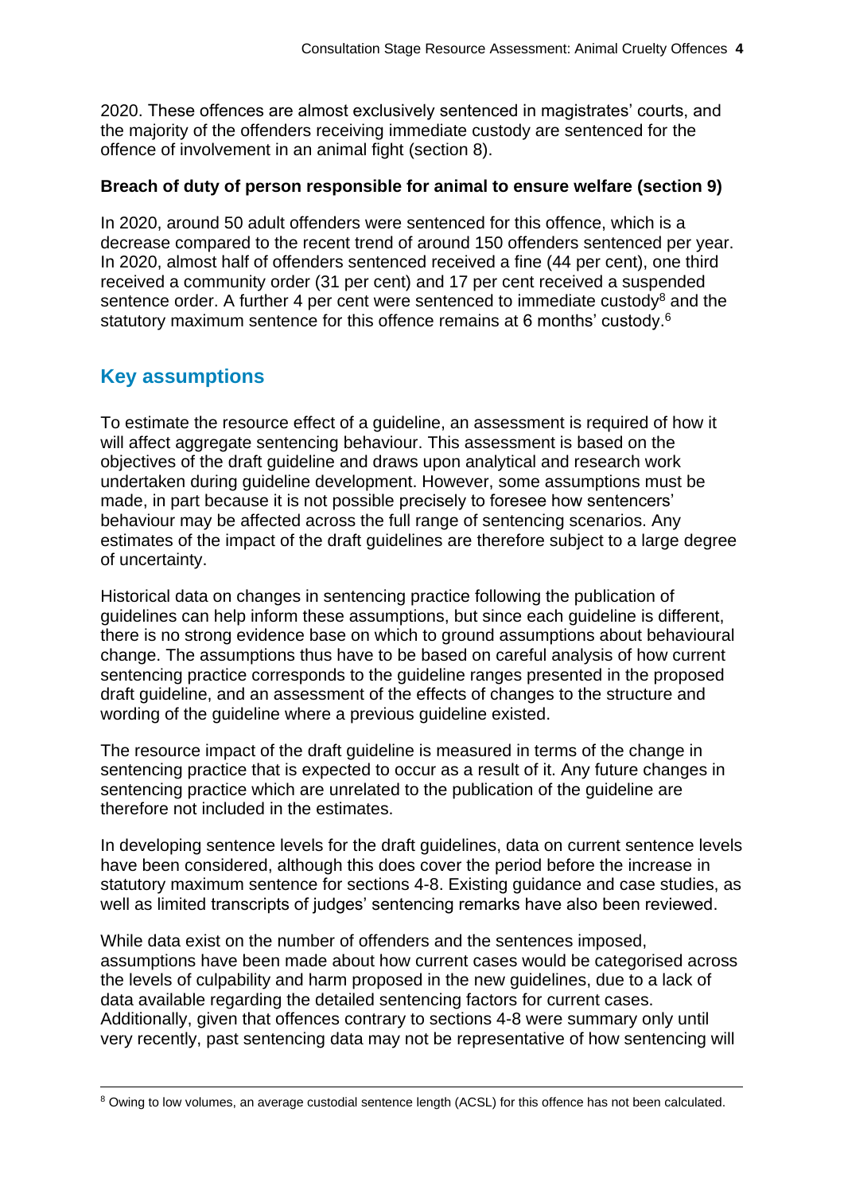2020. These offences are almost exclusively sentenced in magistrates' courts, and the majority of the offenders receiving immediate custody are sentenced for the offence of involvement in an animal fight (section 8).

**Breach of duty of person responsible for animal to ensure welfare (section 9)**

In 2020, around 50 adult offenders were sentenced for this offence, which is a decrease compared to the recent trend of around 150 offenders sentenced per year. In 2020, almost half of offenders sentenced received a fine (44 per cent), one third received a community order (31 per cent) and 17 per cent received a suspended sentence order. A further 4 per cent were sentenced to immediate custody[8] and the statutory maximum sentence for this offence remains at 6 months' custody.[6]

## Key assumptions

To estimate the resource effect of a guideline, an assessment is required of how it will affect aggregate sentencing behaviour. This assessment is based on the objectives of the draft guideline and draws upon analytical and research work undertaken during guideline development. However, some assumptions must be made, in part because it is not possible precisely to foresee how sentencers' behaviour may be affected across the full range of sentencing scenarios. Any estimates of the impact of the draft guidelines are therefore subject to a large degree of uncertainty.

Historical data on changes in sentencing practice following the publication of guidelines can help inform these assumptions, but since each guideline is different, there is no strong evidence base on which to ground assumptions about behavioural change. The assumptions thus have to be based on careful analysis of how current sentencing practice corresponds to the guideline ranges presented in the proposed draft guideline, and an assessment of the effects of changes to the structure and wording of the guideline where a previous guideline existed.

The resource impact of the draft guideline is measured in terms of the change in sentencing practice that is expected to occur as a result of it. Any future changes in sentencing practice which are unrelated to the publication of the guideline are therefore not included in the estimates.

In developing sentence levels for the draft guidelines, data on current sentence levels have been considered, although this does cover the period before the increase in statutory maximum sentence for sections 4-8. Existing guidance and case studies, as well as limited transcripts of judges' sentencing remarks have also been reviewed.

While data exist on the number of offenders and the sentences imposed, assumptions have been made about how current cases would be categorised across the levels of culpability and harm proposed in the new guidelines, due to a lack of data available regarding the detailed sentencing factors for current cases. Additionally, given that offences contrary to sections 4-8 were summary only until very recently, past sentencing data may not be representative of how sentencing will

---

[8] Owing to low volumes, an average custodial sentence length (ACSL) for this offence has not been calculated.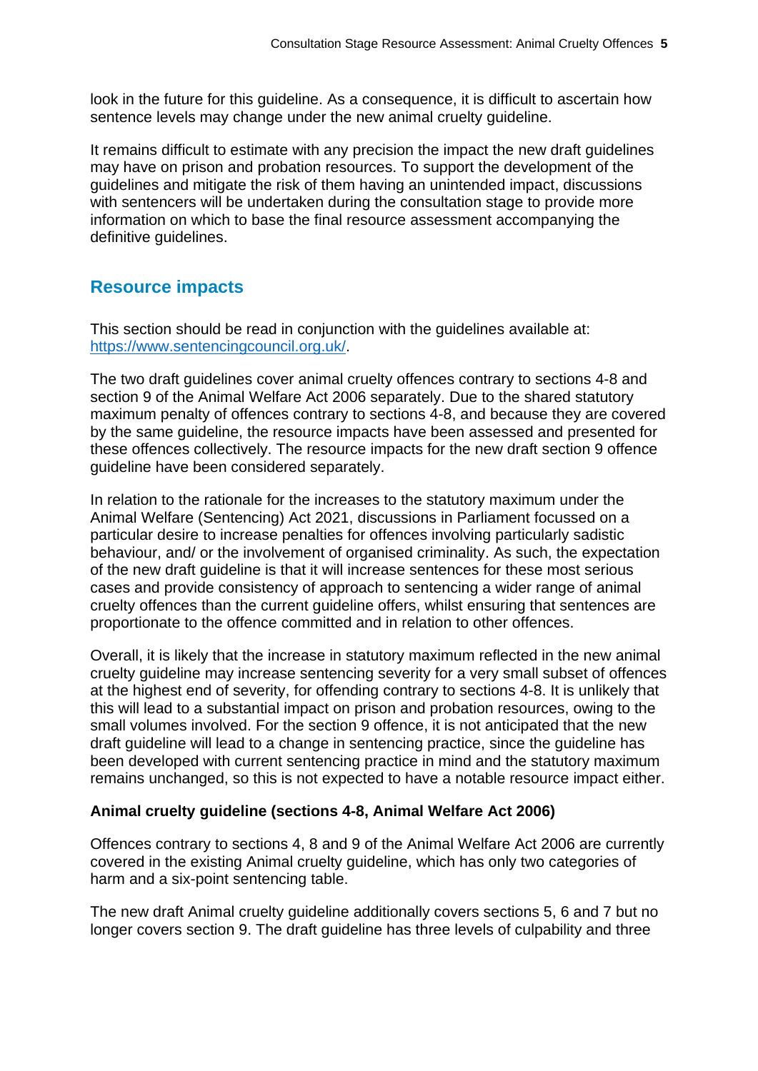look in the future for this guideline. As a consequence, it is difficult to ascertain how sentence levels may change under the new animal cruelty guideline.

It remains difficult to estimate with any precision the impact the new draft guidelines may have on prison and probation resources. To support the development of the guidelines and mitigate the risk of them having an unintended impact, discussions with sentencers will be undertaken during the consultation stage to provide more information on which to base the final resource assessment accompanying the definitive guidelines.

## Resource impacts

This section should be read in conjunction with the guidelines available at: https://www.sentencingcouncil.org.uk/.

The two draft guidelines cover animal cruelty offences contrary to sections 4-8 and section 9 of the Animal Welfare Act 2006 separately. Due to the shared statutory maximum penalty of offences contrary to sections 4-8, and because they are covered by the same guideline, the resource impacts have been assessed and presented for these offences collectively. The resource impacts for the new draft section 9 offence guideline have been considered separately.

In relation to the rationale for the increases to the statutory maximum under the Animal Welfare (Sentencing) Act 2021, discussions in Parliament focussed on a particular desire to increase penalties for offences involving particularly sadistic behaviour, and/ or the involvement of organised criminality. As such, the expectation of the new draft guideline is that it will increase sentences for these most serious cases and provide consistency of approach to sentencing a wider range of animal cruelty offences than the current guideline offers, whilst ensuring that sentences are proportionate to the offence committed and in relation to other offences.

Overall, it is likely that the increase in statutory maximum reflected in the new animal cruelty guideline may increase sentencing severity for a very small subset of offences at the highest end of severity, for offending contrary to sections 4-8. It is unlikely that this will lead to a substantial impact on prison and probation resources, owing to the small volumes involved. For the section 9 offence, it is not anticipated that the new draft guideline will lead to a change in sentencing practice, since the guideline has been developed with current sentencing practice in mind and the statutory maximum remains unchanged, so this is not expected to have a notable resource impact either.

### Animal cruelty guideline (sections 4-8, Animal Welfare Act 2006)

Offences contrary to sections 4, 8 and 9 of the Animal Welfare Act 2006 are currently covered in the existing Animal cruelty guideline, which has only two categories of harm and a six-point sentencing table.

The new draft Animal cruelty guideline additionally covers sections 5, 6 and 7 but no longer covers section 9. The draft guideline has three levels of culpability and three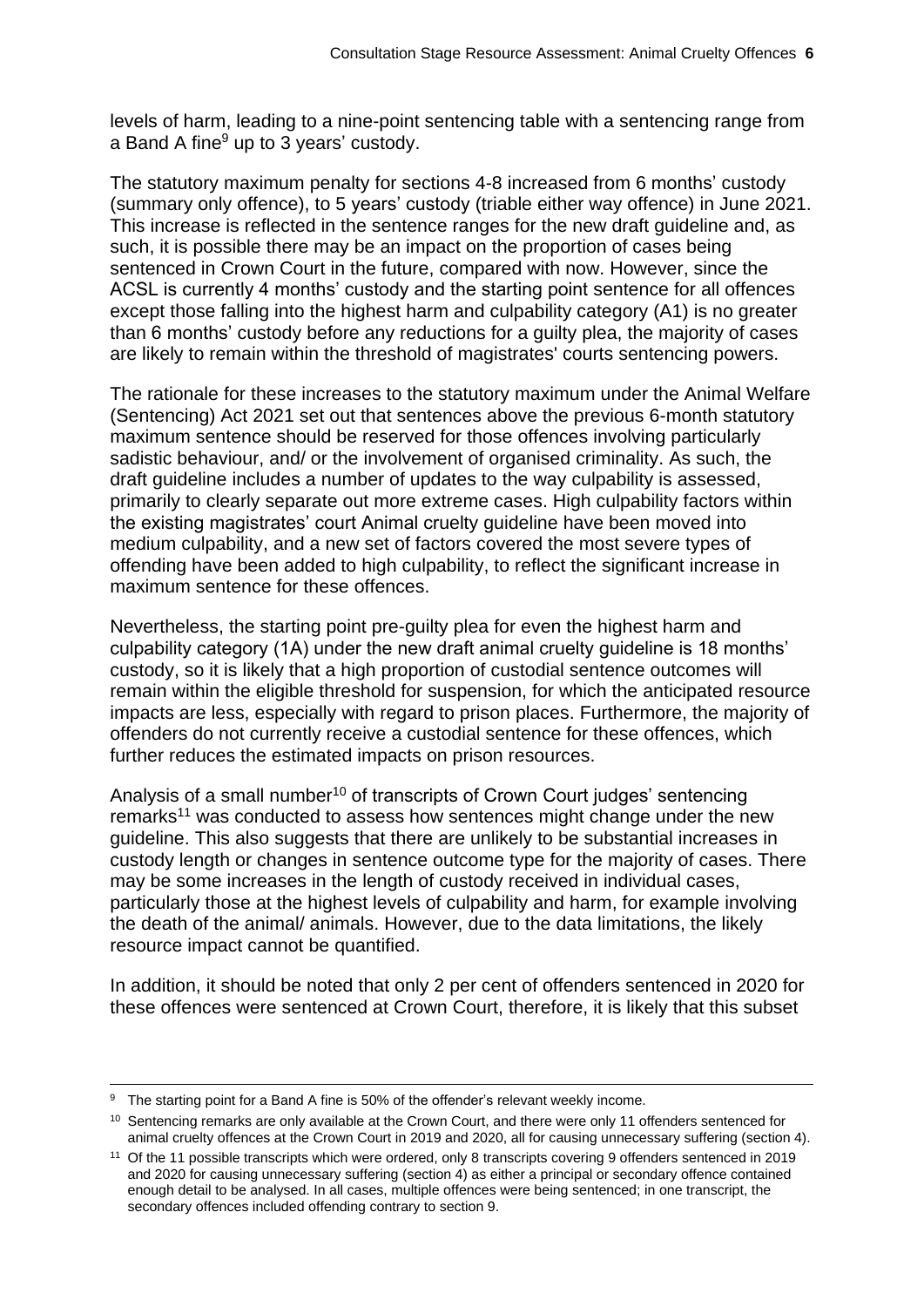levels of harm, leading to a nine-point sentencing table with a sentencing range from a Band A fine[9] up to 3 years' custody.

The statutory maximum penalty for sections 4-8 increased from 6 months' custody (summary only offence), to 5 years' custody (triable either way offence) in June 2021. This increase is reflected in the sentence ranges for the new draft guideline and, as such, it is possible there may be an impact on the proportion of cases being sentenced in Crown Court in the future, compared with now. However, since the ACSL is currently 4 months' custody and the starting point sentence for all offences except those falling into the highest harm and culpability category (A1) is no greater than 6 months' custody before any reductions for a guilty plea, the majority of cases are likely to remain within the threshold of magistrates' courts sentencing powers.

The rationale for these increases to the statutory maximum under the Animal Welfare (Sentencing) Act 2021 set out that sentences above the previous 6-month statutory maximum sentence should be reserved for those offences involving particularly sadistic behaviour, and/ or the involvement of organised criminality. As such, the draft guideline includes a number of updates to the way culpability is assessed, primarily to clearly separate out more extreme cases. High culpability factors within the existing magistrates' court Animal cruelty guideline have been moved into medium culpability, and a new set of factors covered the most severe types of offending have been added to high culpability, to reflect the significant increase in maximum sentence for these offences.

Nevertheless, the starting point pre-guilty plea for even the highest harm and culpability category (1A) under the new draft animal cruelty guideline is 18 months' custody, so it is likely that a high proportion of custodial sentence outcomes will remain within the eligible threshold for suspension, for which the anticipated resource impacts are less, especially with regard to prison places. Furthermore, the majority of offenders do not currently receive a custodial sentence for these offences, which further reduces the estimated impacts on prison resources.

Analysis of a small number[10] of transcripts of Crown Court judges' sentencing remarks[11] was conducted to assess how sentences might change under the new guideline. This also suggests that there are unlikely to be substantial increases in custody length or changes in sentence outcome type for the majority of cases. There may be some increases in the length of custody received in individual cases, particularly those at the highest levels of culpability and harm, for example involving the death of the animal/ animals. However, due to the data limitations, the likely resource impact cannot be quantified.

In addition, it should be noted that only 2 per cent of offenders sentenced in 2020 for these offences were sentenced at Crown Court, therefore, it is likely that this subset

---

[9] The starting point for a Band A fine is 50% of the offender's relevant weekly income.

[10] Sentencing remarks are only available at the Crown Court, and there were only 11 offenders sentenced for animal cruelty offences at the Crown Court in 2019 and 2020, all for causing unnecessary suffering (section 4).

[11] Of the 11 possible transcripts which were ordered, only 8 transcripts covering 9 offenders sentenced in 2019 and 2020 for causing unnecessary suffering (section 4) as either a principal or secondary offence contained enough detail to be analysed. In all cases, multiple offences were being sentenced; in one transcript, the secondary offences included offending contrary to section 9.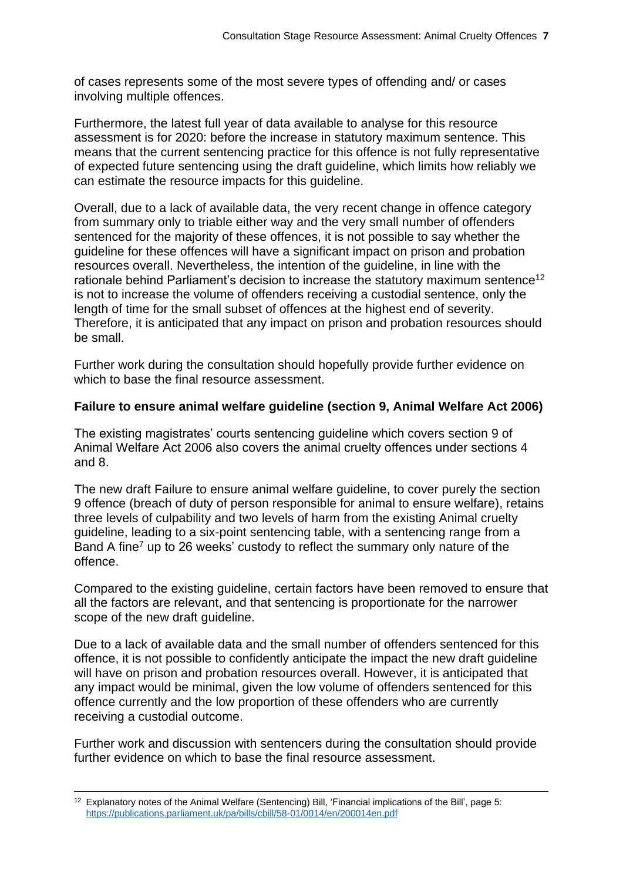of cases represents some of the most severe types of offending and/ or cases involving multiple offences.

Furthermore, the latest full year of data available to analyse for this resource assessment is for 2020: before the increase in statutory maximum sentence. This means that the current sentencing practice for this offence is not fully representative of expected future sentencing using the draft guideline, which limits how reliably we can estimate the resource impacts for this guideline.

Overall, due to a lack of available data, the very recent change in offence category from summary only to triable either way and the very small number of offenders sentenced for the majority of these offences, it is not possible to say whether the guideline for these offences will have a significant impact on prison and probation resources overall. Nevertheless, the intention of the guideline, in line with the rationale behind Parliament's decision to increase the statutory maximum sentence[12] is not to increase the volume of offenders receiving a custodial sentence, only the length of time for the small subset of offences at the highest end of severity. Therefore, it is anticipated that any impact on prison and probation resources should be small.

Further work during the consultation should hopefully provide further evidence on which to base the final resource assessment.

**Failure to ensure animal welfare guideline (section 9, Animal Welfare Act 2006)**

The existing magistrates' courts sentencing guideline which covers section 9 of Animal Welfare Act 2006 also covers the animal cruelty offences under sections 4 and 8.

The new draft Failure to ensure animal welfare guideline, to cover purely the section 9 offence (breach of duty of person responsible for animal to ensure welfare), retains three levels of culpability and two levels of harm from the existing Animal cruelty guideline, leading to a six-point sentencing table, with a sentencing range from a Band A fine[7] up to 26 weeks' custody to reflect the summary only nature of the offence.

Compared to the existing guideline, certain factors have been removed to ensure that all the factors are relevant, and that sentencing is proportionate for the narrower scope of the new draft guideline.

Due to a lack of available data and the small number of offenders sentenced for this offence, it is not possible to confidently anticipate the impact the new draft guideline will have on prison and probation resources overall. However, it is anticipated that any impact would be minimal, given the low volume of offenders sentenced for this offence currently and the low proportion of these offenders who are currently receiving a custodial outcome.

Further work and discussion with sentencers during the consultation should provide further evidence on which to base the final resource assessment.

---

[12] Explanatory notes of the Animal Welfare (Sentencing) Bill, 'Financial implications of the Bill', page 5: https://publications.parliament.uk/pa/bills/cbill/58-01/0014/en/200014en.pdf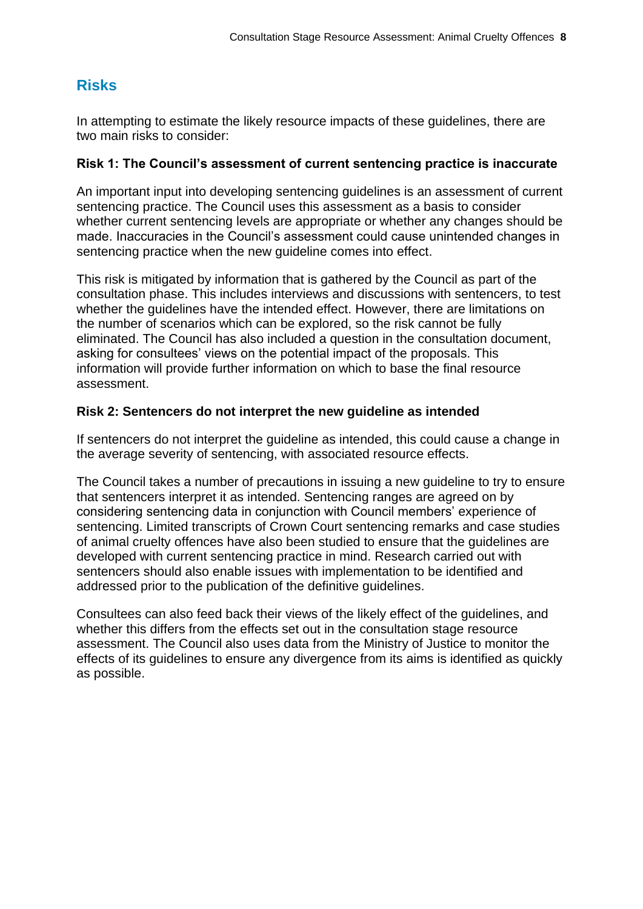## Risks

In attempting to estimate the likely resource impacts of these guidelines, there are two main risks to consider:

### Risk 1: The Council's assessment of current sentencing practice is inaccurate

An important input into developing sentencing guidelines is an assessment of current sentencing practice. The Council uses this assessment as a basis to consider whether current sentencing levels are appropriate or whether any changes should be made. Inaccuracies in the Council's assessment could cause unintended changes in sentencing practice when the new guideline comes into effect.

This risk is mitigated by information that is gathered by the Council as part of the consultation phase. This includes interviews and discussions with sentencers, to test whether the guidelines have the intended effect. However, there are limitations on the number of scenarios which can be explored, so the risk cannot be fully eliminated. The Council has also included a question in the consultation document, asking for consultees' views on the potential impact of the proposals. This information will provide further information on which to base the final resource assessment.

### Risk 2: Sentencers do not interpret the new guideline as intended

If sentencers do not interpret the guideline as intended, this could cause a change in the average severity of sentencing, with associated resource effects.

The Council takes a number of precautions in issuing a new guideline to try to ensure that sentencers interpret it as intended. Sentencing ranges are agreed on by considering sentencing data in conjunction with Council members' experience of sentencing. Limited transcripts of Crown Court sentencing remarks and case studies of animal cruelty offences have also been studied to ensure that the guidelines are developed with current sentencing practice in mind. Research carried out with sentencers should also enable issues with implementation to be identified and addressed prior to the publication of the definitive guidelines.

Consultees can also feed back their views of the likely effect of the guidelines, and whether this differs from the effects set out in the consultation stage resource assessment. The Council also uses data from the Ministry of Justice to monitor the effects of its guidelines to ensure any divergence from its aims is identified as quickly as possible.